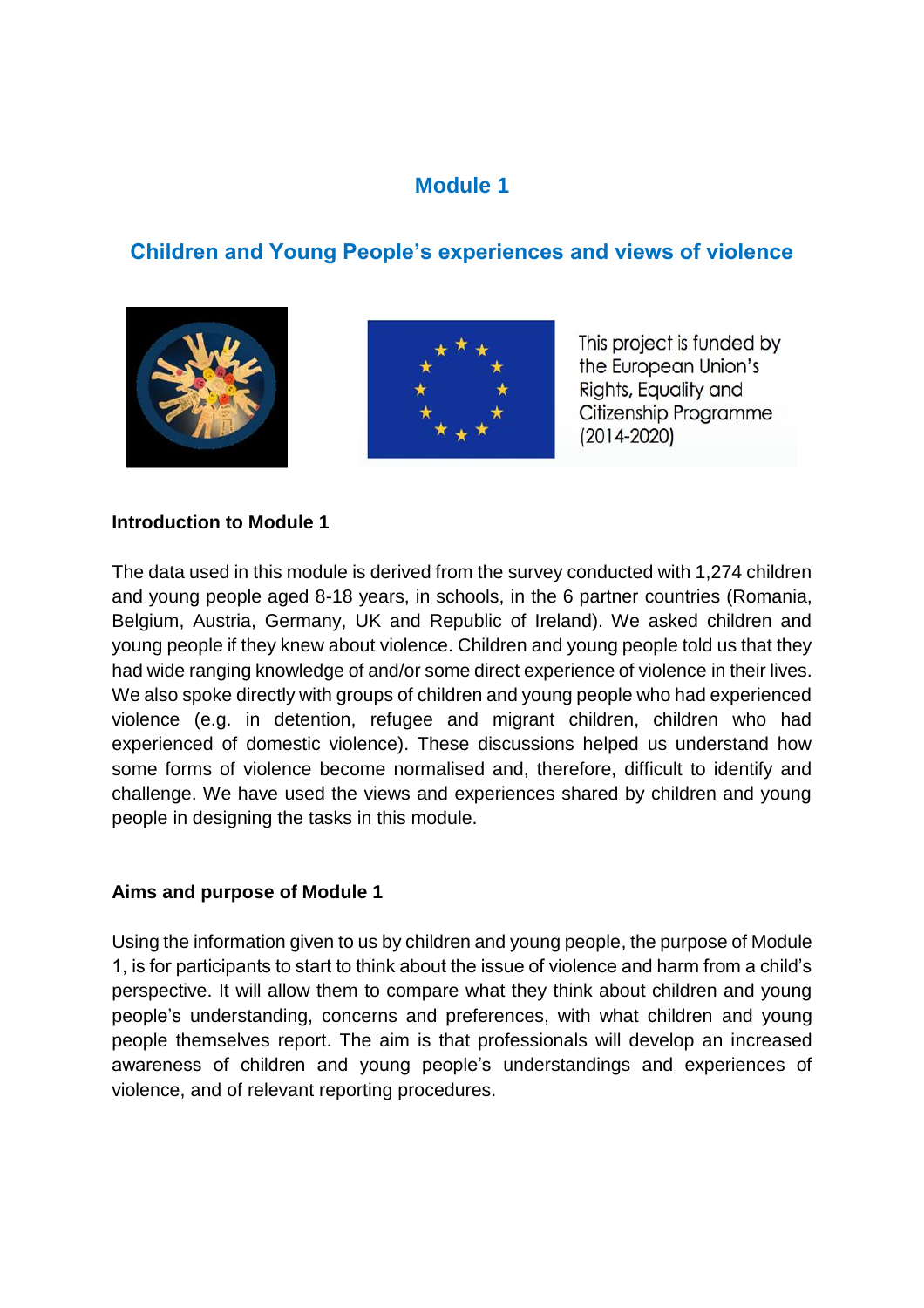# Module 1

## Children and Young People's experiences and views of violence

This project is funded by the European Union's Rights, Equality and Citizenship Programme (2014-2020)

**Introduction to Module 1**

The data used in this module is derived from the survey conducted with 1,274 children and young people aged 8-18 years, in schools, in the 6 partner countries (Romania, Belgium, Austria, Germany, UK and Republic of Ireland). We asked children and young people if they knew about violence. Children and young people told us that they had wide ranging knowledge of and/or some direct experience of violence in their lives. We also spoke directly with groups of children and young people who had experienced violence (e.g. in detention, refugee and migrant children, children who had experienced of domestic violence). These discussions helped us understand how some forms of violence become normalised and, therefore, difficult to identify and challenge. We have used the views and experiences shared by children and young people in designing the tasks in this module.

**Aims and purpose of Module 1**

Using the information given to us by children and young people, the purpose of Module 1, is for participants to start to think about the issue of violence and harm from a child's perspective. It will allow them to compare what they think about children and young people's understanding, concerns and preferences, with what children and young people themselves report. The aim is that professionals will develop an increased awareness of children and young people's understandings and experiences of violence, and of relevant reporting procedures.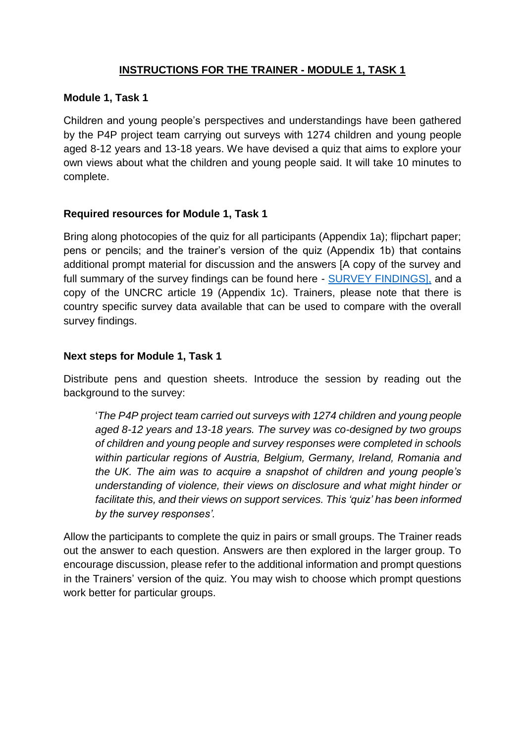# INSTRUCTIONS FOR THE TRAINER - MODULE 1, TASK 1

## Module 1, Task 1

Children and young people's perspectives and understandings have been gathered by the P4P project team carrying out surveys with 1274 children and young people aged 8-12 years and 13-18 years. We have devised a quiz that aims to explore your own views about what the children and young people said. It will take 10 minutes to complete.

## Required resources for Module 1, Task 1

Bring along photocopies of the quiz for all participants (Appendix 1a); flipchart paper; pens or pencils; and the trainer's version of the quiz (Appendix 1b) that contains additional prompt material for discussion and the answers [A copy of the survey and full summary of the survey findings can be found here - SURVEY FINDINGS], and a copy of the UNCRC article 19 (Appendix 1c). Trainers, please note that there is country specific survey data available that can be used to compare with the overall survey findings.

## Next steps for Module 1, Task 1

Distribute pens and question sheets. Introduce the session by reading out the background to the survey:

> '*The P4P project team carried out surveys with 1274 children and young people aged 8-12 years and 13-18 years. The survey was co-designed by two groups of children and young people and survey responses were completed in schools within particular regions of Austria, Belgium, Germany, Ireland, Romania and the UK. The aim was to acquire a snapshot of children and young people's understanding of violence, their views on disclosure and what might hinder or facilitate this, and their views on support services. This 'quiz' has been informed by the survey responses'.*

Allow the participants to complete the quiz in pairs or small groups. The Trainer reads out the answer to each question. Answers are then explored in the larger group. To encourage discussion, please refer to the additional information and prompt questions in the Trainers' version of the quiz. You may wish to choose which prompt questions work better for particular groups.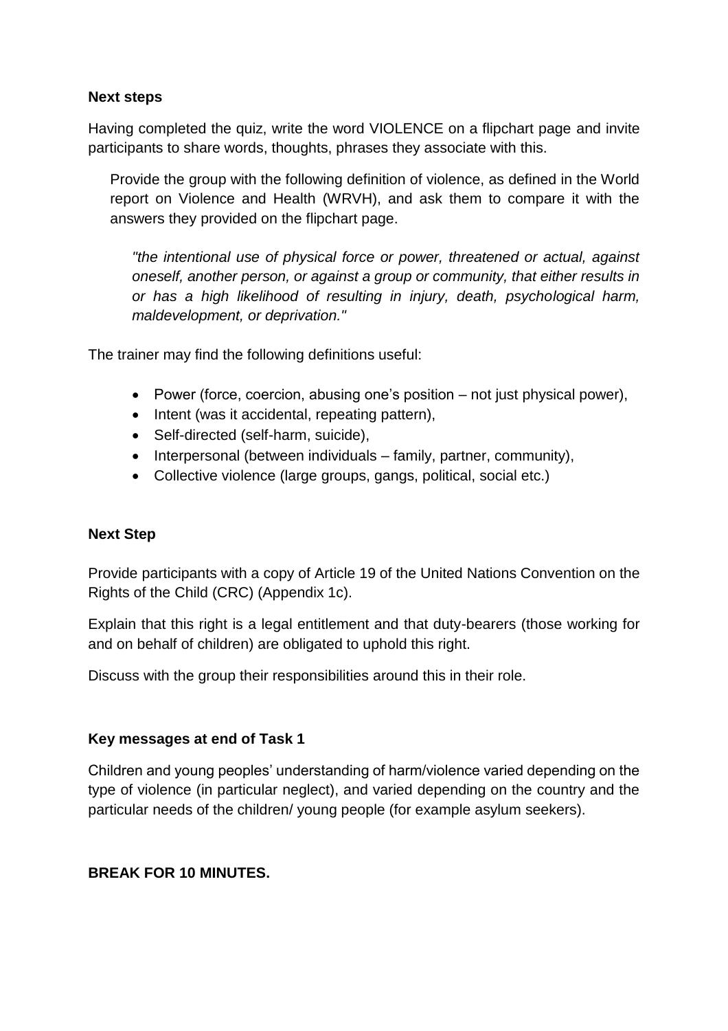**Next steps**

Having completed the quiz, write the word VIOLENCE on a flipchart page and invite participants to share words, thoughts, phrases they associate with this.

Provide the group with the following definition of violence, as defined in the World report on Violence and Health (WRVH), and ask them to compare it with the answers they provided on the flipchart page.

*"the intentional use of physical force or power, threatened or actual, against oneself, another person, or against a group or community, that either results in or has a high likelihood of resulting in injury, death, psychological harm, maldevelopment, or deprivation."*

The trainer may find the following definitions useful:

- Power (force, coercion, abusing one's position – not just physical power),
- Intent (was it accidental, repeating pattern),
- Self-directed (self-harm, suicide),
- Interpersonal (between individuals – family, partner, community),
- Collective violence (large groups, gangs, political, social etc.)

**Next Step**

Provide participants with a copy of Article 19 of the United Nations Convention on the Rights of the Child (CRC) (Appendix 1c).

Explain that this right is a legal entitlement and that duty-bearers (those working for and on behalf of children) are obligated to uphold this right.

Discuss with the group their responsibilities around this in their role.

**Key messages at end of Task 1**

Children and young peoples' understanding of harm/violence varied depending on the type of violence (in particular neglect), and varied depending on the country and the particular needs of the children/ young people (for example asylum seekers).

**BREAK FOR 10 MINUTES.**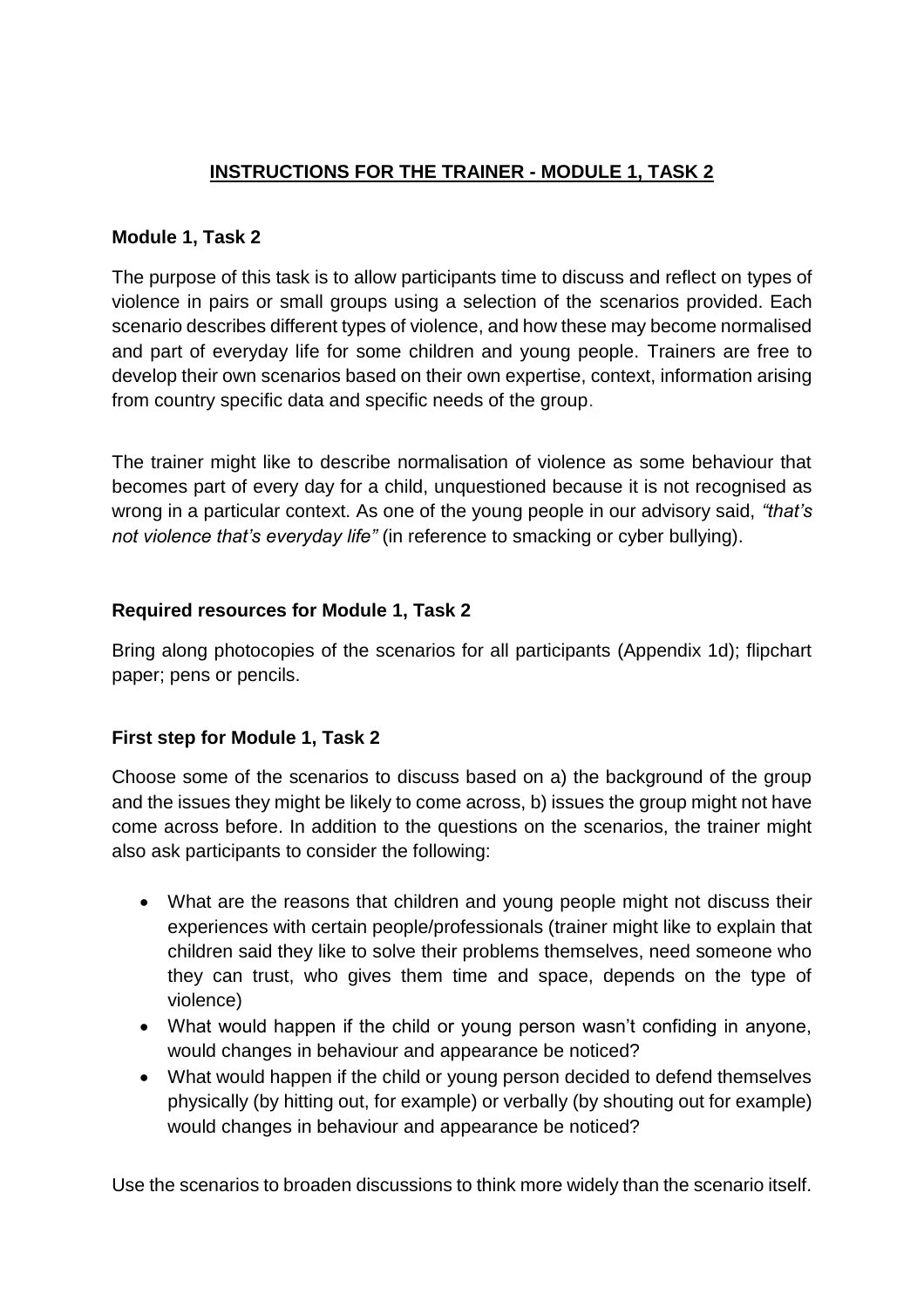## INSTRUCTIONS FOR THE TRAINER - MODULE 1, TASK 2

### Module 1, Task 2

The purpose of this task is to allow participants time to discuss and reflect on types of violence in pairs or small groups using a selection of the scenarios provided. Each scenario describes different types of violence, and how these may become normalised and part of everyday life for some children and young people. Trainers are free to develop their own scenarios based on their own expertise, context, information arising from country specific data and specific needs of the group.

The trainer might like to describe normalisation of violence as some behaviour that becomes part of every day for a child, unquestioned because it is not recognised as wrong in a particular context. As one of the young people in our advisory said, *"that's not violence that's everyday life"* (in reference to smacking or cyber bullying).

### Required resources for Module 1, Task 2

Bring along photocopies of the scenarios for all participants (Appendix 1d); flipchart paper; pens or pencils.

### First step for Module 1, Task 2

Choose some of the scenarios to discuss based on a) the background of the group and the issues they might be likely to come across, b) issues the group might not have come across before. In addition to the questions on the scenarios, the trainer might also ask participants to consider the following:

- What are the reasons that children and young people might not discuss their experiences with certain people/professionals (trainer might like to explain that children said they like to solve their problems themselves, need someone who they can trust, who gives them time and space, depends on the type of violence)
- What would happen if the child or young person wasn't confiding in anyone, would changes in behaviour and appearance be noticed?
- What would happen if the child or young person decided to defend themselves physically (by hitting out, for example) or verbally (by shouting out for example) would changes in behaviour and appearance be noticed?

Use the scenarios to broaden discussions to think more widely than the scenario itself.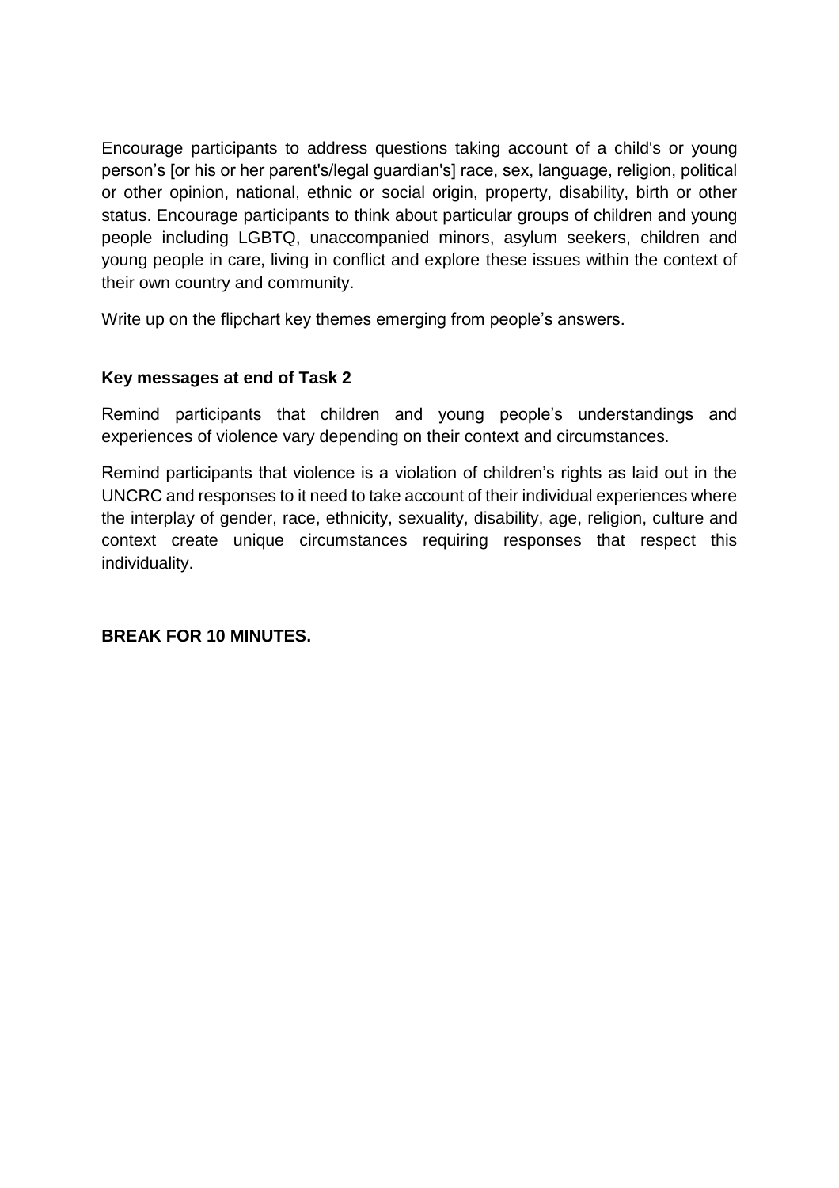Encourage participants to address questions taking account of a child's or young person's [or his or her parent's/legal guardian's] race, sex, language, religion, political or other opinion, national, ethnic or social origin, property, disability, birth or other status. Encourage participants to think about particular groups of children and young people including LGBTQ, unaccompanied minors, asylum seekers, children and young people in care, living in conflict and explore these issues within the context of their own country and community.

Write up on the flipchart key themes emerging from people's answers.

**Key messages at end of Task 2**

Remind participants that children and young people's understandings and experiences of violence vary depending on their context and circumstances.

Remind participants that violence is a violation of children's rights as laid out in the UNCRC and responses to it need to take account of their individual experiences where the interplay of gender, race, ethnicity, sexuality, disability, age, religion, culture and context create unique circumstances requiring responses that respect this individuality.

**BREAK FOR 10 MINUTES.**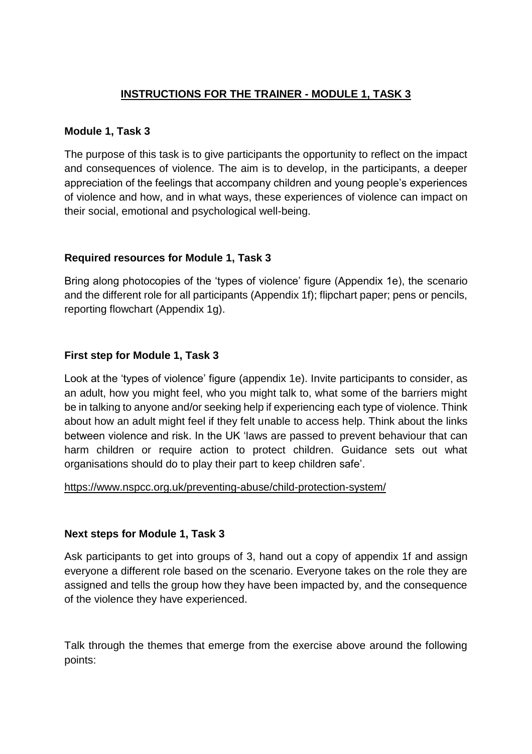## INSTRUCTIONS FOR THE TRAINER - MODULE 1, TASK 3

### Module 1, Task 3

The purpose of this task is to give participants the opportunity to reflect on the impact and consequences of violence. The aim is to develop, in the participants, a deeper appreciation of the feelings that accompany children and young people's experiences of violence and how, and in what ways, these experiences of violence can impact on their social, emotional and psychological well-being.

### Required resources for Module 1, Task 3

Bring along photocopies of the 'types of violence' figure (Appendix 1e), the scenario and the different role for all participants (Appendix 1f); flipchart paper; pens or pencils, reporting flowchart (Appendix 1g).

### First step for Module 1, Task 3

Look at the 'types of violence' figure (appendix 1e). Invite participants to consider, as an adult, how you might feel, who you might talk to, what some of the barriers might be in talking to anyone and/or seeking help if experiencing each type of violence. Think about how an adult might feel if they felt unable to access help. Think about the links between violence and risk. In the UK 'laws are passed to prevent behaviour that can harm children or require action to protect children. Guidance sets out what organisations should do to play their part to keep children safe'.

https://www.nspcc.org.uk/preventing-abuse/child-protection-system/

### Next steps for Module 1, Task 3

Ask participants to get into groups of 3, hand out a copy of appendix 1f and assign everyone a different role based on the scenario. Everyone takes on the role they are assigned and tells the group how they have been impacted by, and the consequence of the violence they have experienced.

Talk through the themes that emerge from the exercise above around the following points: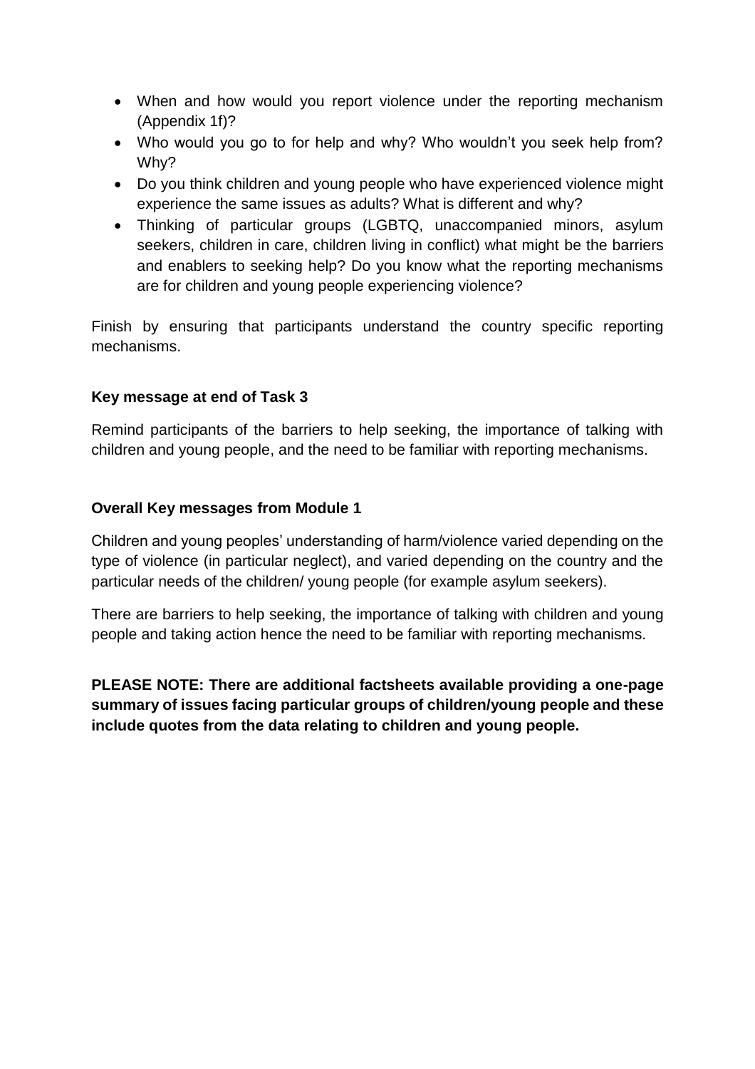- When and how would you report violence under the reporting mechanism (Appendix 1f)?
- Who would you go to for help and why? Who wouldn't you seek help from? Why?
- Do you think children and young people who have experienced violence might experience the same issues as adults? What is different and why?
- Thinking of particular groups (LGBTQ, unaccompanied minors, asylum seekers, children in care, children living in conflict) what might be the barriers and enablers to seeking help? Do you know what the reporting mechanisms are for children and young people experiencing violence?

Finish by ensuring that participants understand the country specific reporting mechanisms.

**Key message at end of Task 3**

Remind participants of the barriers to help seeking, the importance of talking with children and young people, and the need to be familiar with reporting mechanisms.

**Overall Key messages from Module 1**

Children and young peoples' understanding of harm/violence varied depending on the type of violence (in particular neglect), and varied depending on the country and the particular needs of the children/ young people (for example asylum seekers).

There are barriers to help seeking, the importance of talking with children and young people and taking action hence the need to be familiar with reporting mechanisms.

**PLEASE NOTE: There are additional factsheets available providing a one-page summary of issues facing particular groups of children/young people and these include quotes from the data relating to children and young people.**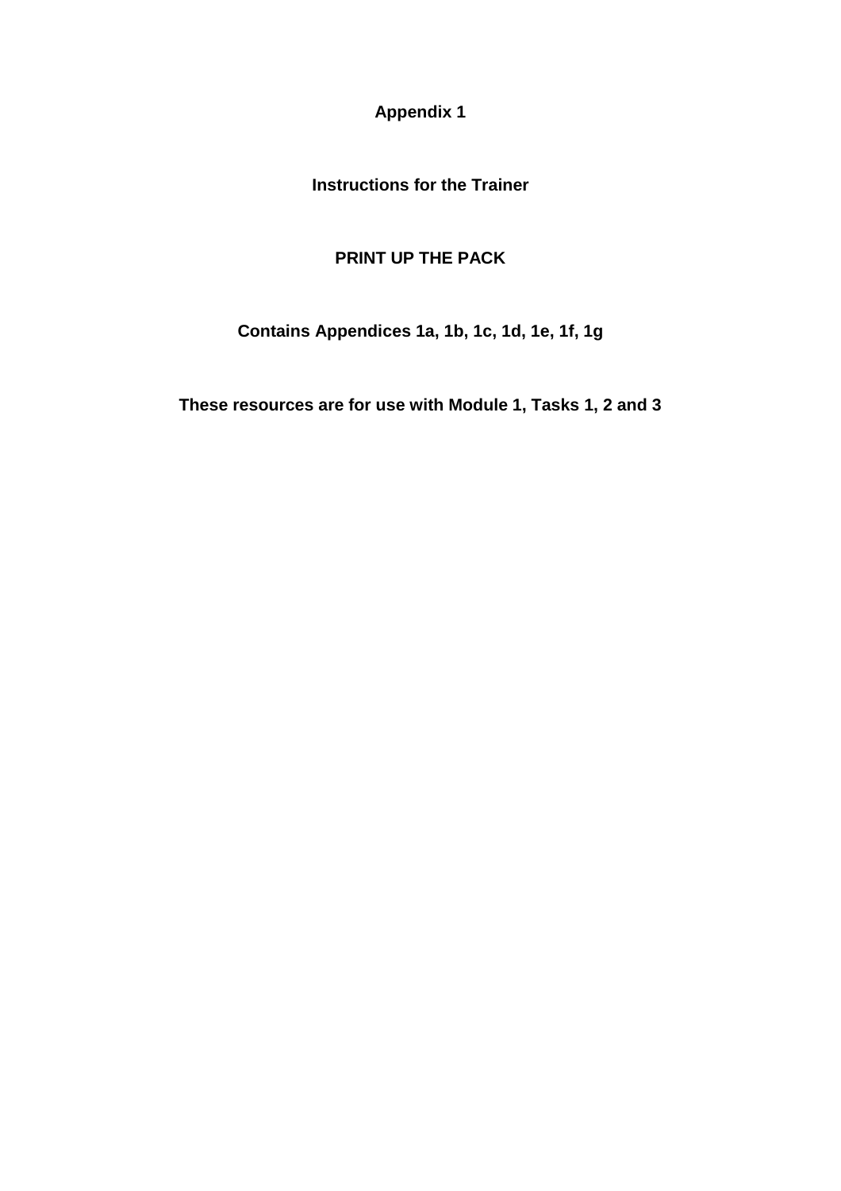**Appendix 1**

**Instructions for the Trainer**

**PRINT UP THE PACK**

**Contains Appendices 1a, 1b, 1c, 1d, 1e, 1f, 1g**

**These resources are for use with Module 1, Tasks 1, 2 and 3**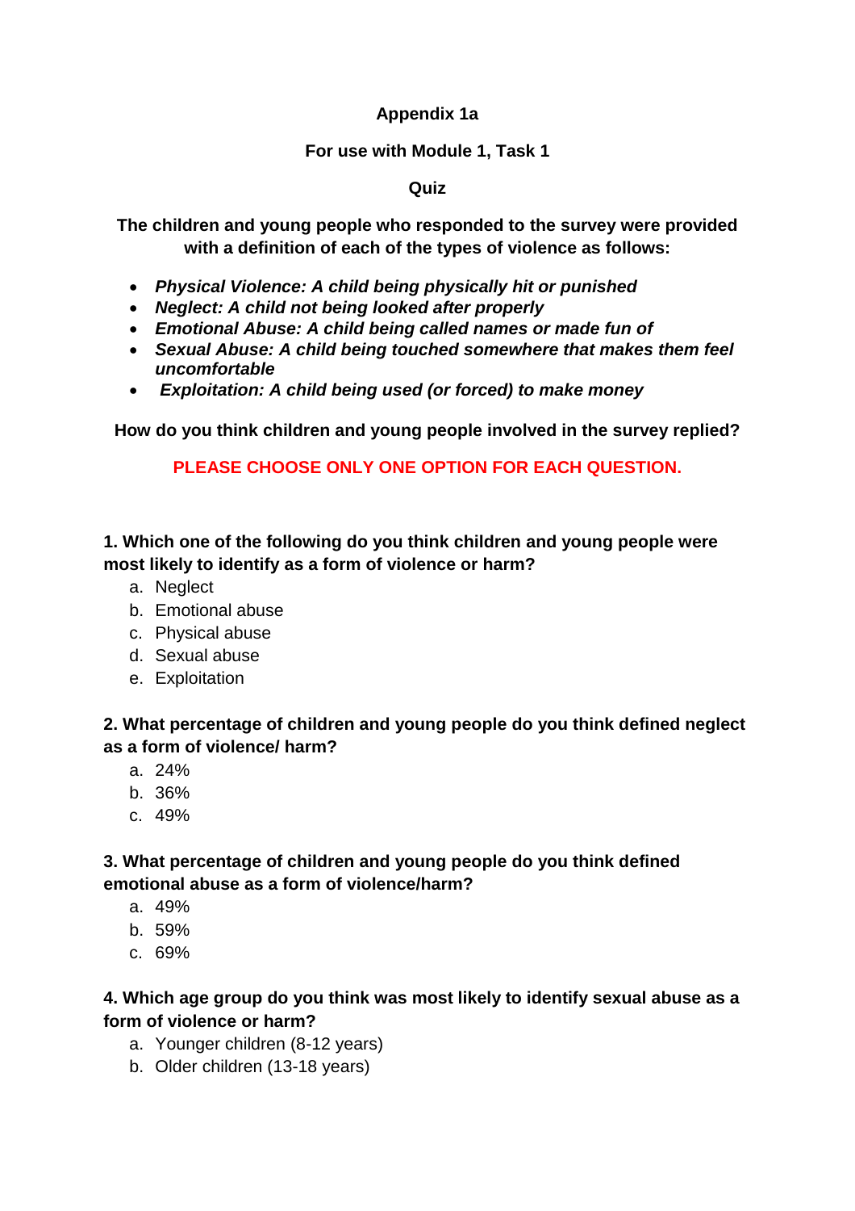**Appendix 1a**

**For use with Module 1, Task 1**

**Quiz**

**The children and young people who responded to the survey were provided with a definition of each of the types of violence as follows:**

- ***Physical Violence: A child being physically hit or punished***
- ***Neglect: A child not being looked after properly***
- ***Emotional Abuse: A child being called names or made fun of***
- ***Sexual Abuse: A child being touched somewhere that makes them feel uncomfortable***
- ***Exploitation: A child being used (or forced) to make money***

**How do you think children and young people involved in the survey replied?**

**PLEASE CHOOSE ONLY ONE OPTION FOR EACH QUESTION.**

**1. Which one of the following do you think children and young people were most likely to identify as a form of violence or harm?**

a. Neglect
b. Emotional abuse
c. Physical abuse
d. Sexual abuse
e. Exploitation

**2. What percentage of children and young people do you think defined neglect as a form of violence/ harm?**

a. 24%
b. 36%
c. 49%

**3. What percentage of children and young people do you think defined emotional abuse as a form of violence/harm?**

a. 49%
b. 59%
c. 69%

**4. Which age group do you think was most likely to identify sexual abuse as a form of violence or harm?**

a. Younger children (8-12 years)
b. Older children (13-18 years)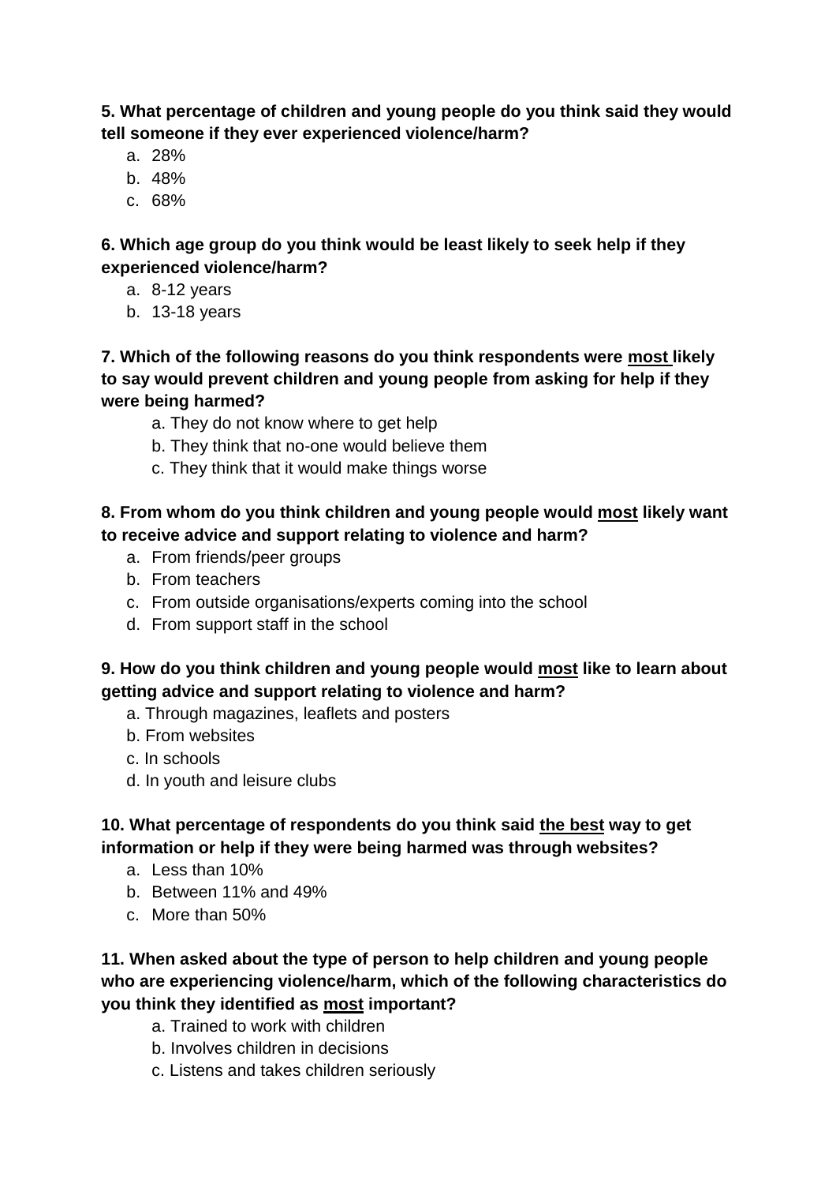**5. What percentage of children and young people do you think said they would tell someone if they ever experienced violence/harm?**

a. 28%
b. 48%
c. 68%

**6. Which age group do you think would be least likely to seek help if they experienced violence/harm?**

a. 8-12 years
b. 13-18 years

**7. Which of the following reasons do you think respondents were <u>most</u> likely to say would prevent children and young people from asking for help if they were being harmed?**

a. They do not know where to get help
b. They think that no-one would believe them
c. They think that it would make things worse

**8. From whom do you think children and young people would <u>most</u> likely want to receive advice and support relating to violence and harm?**

a. From friends/peer groups
b. From teachers
c. From outside organisations/experts coming into the school
d. From support staff in the school

**9. How do you think children and young people would <u>most</u> like to learn about getting advice and support relating to violence and harm?**

a. Through magazines, leaflets and posters
b. From websites
c. In schools
d. In youth and leisure clubs

**10. What percentage of respondents do you think said <u>the best</u> way to get information or help if they were being harmed was through websites?**

a. Less than 10%
b. Between 11% and 49%
c. More than 50%

**11. When asked about the type of person to help children and young people who are experiencing violence/harm, which of the following characteristics do you think they identified as <u>most</u> important?**

a. Trained to work with children
b. Involves children in decisions
c. Listens and takes children seriously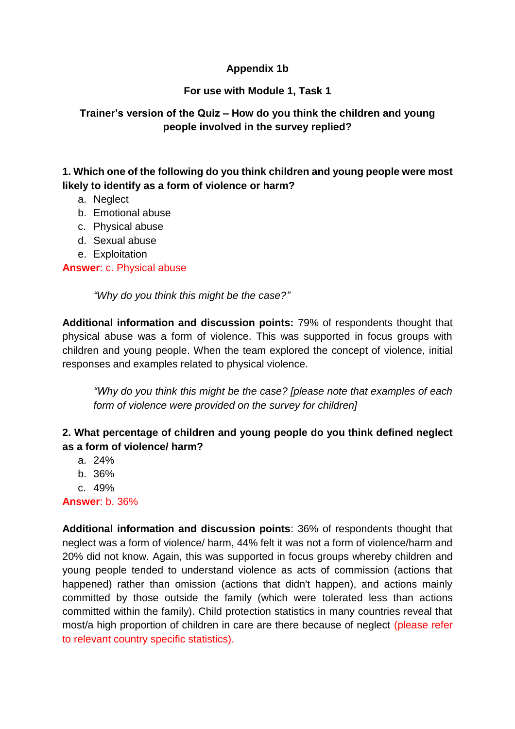**Appendix 1b**

**For use with Module 1, Task 1**

**Trainer's version of the Quiz – How do you think the children and young people involved in the survey replied?**

**1. Which one of the following do you think children and young people were most likely to identify as a form of violence or harm?**

a. Neglect
b. Emotional abuse
c. Physical abuse
d. Sexual abuse
e. Exploitation

**Answer**: c. Physical abuse

> *"Why do you think this might be the case?"*

**Additional information and discussion points:** 79% of respondents thought that physical abuse was a form of violence. This was supported in focus groups with children and young people. When the team explored the concept of violence, initial responses and examples related to physical violence.

> *"Why do you think this might be the case? [please note that examples of each form of violence were provided on the survey for children]*

**2. What percentage of children and young people do you think defined neglect as a form of violence/ harm?**

a. 24%
b. 36%
c. 49%

**Answer**: b. 36%

**Additional information and discussion points**: 36% of respondents thought that neglect was a form of violence/ harm, 44% felt it was not a form of violence/harm and 20% did not know. Again, this was supported in focus groups whereby children and young people tended to understand violence as acts of commission (actions that happened) rather than omission (actions that didn't happen), and actions mainly committed by those outside the family (which were tolerated less than actions committed within the family). Child protection statistics in many countries reveal that most/a high proportion of children in care are there because of neglect (please refer to relevant country specific statistics).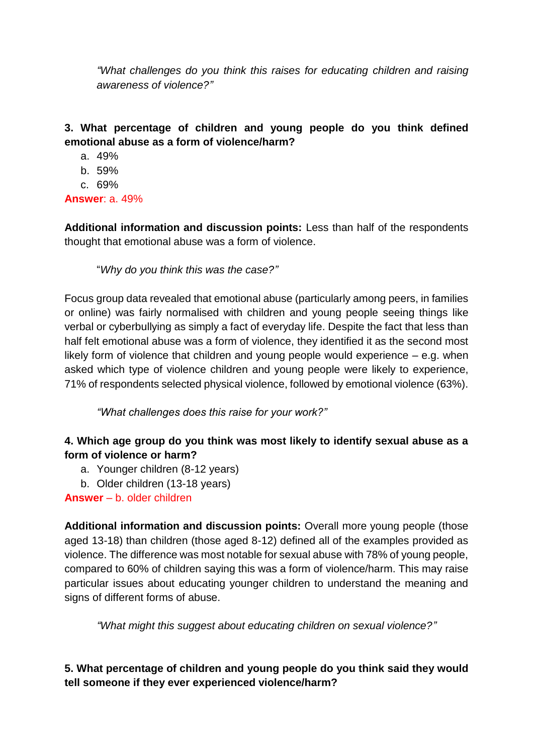*"What challenges do you think this raises for educating children and raising awareness of violence?"*

**3. What percentage of children and young people do you think defined emotional abuse as a form of violence/harm?**

a. 49%
b. 59%
c. 69%

**Answer**: a. 49%

**Additional information and discussion points:** Less than half of the respondents thought that emotional abuse was a form of violence.

"*Why do you think this was the case?"*

Focus group data revealed that emotional abuse (particularly among peers, in families or online) was fairly normalised with children and young people seeing things like verbal or cyberbullying as simply a fact of everyday life. Despite the fact that less than half felt emotional abuse was a form of violence, they identified it as the second most likely form of violence that children and young people would experience – e.g. when asked which type of violence children and young people were likely to experience, 71% of respondents selected physical violence, followed by emotional violence (63%).

*"What challenges does this raise for your work?"*

**4. Which age group do you think was most likely to identify sexual abuse as a form of violence or harm?**

a. Younger children (8-12 years)
b. Older children (13-18 years)

**Answer** – b. older children

**Additional information and discussion points:** Overall more young people (those aged 13-18) than children (those aged 8-12) defined all of the examples provided as violence. The difference was most notable for sexual abuse with 78% of young people, compared to 60% of children saying this was a form of violence/harm. This may raise particular issues about educating younger children to understand the meaning and signs of different forms of abuse.

*"What might this suggest about educating children on sexual violence?"*

**5. What percentage of children and young people do you think said they would tell someone if they ever experienced violence/harm?**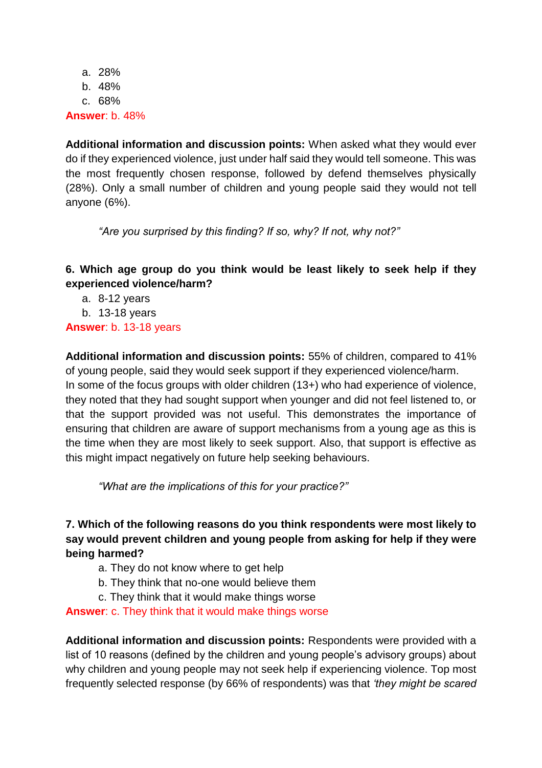a. 28%
b. 48%
c. 68%

**Answer**: b. 48%

**Additional information and discussion points:** When asked what they would ever do if they experienced violence, just under half said they would tell someone. This was the most frequently chosen response, followed by defend themselves physically (28%). Only a small number of children and young people said they would not tell anyone (6%).

> *"Are you surprised by this finding? If so, why? If not, why not?"*

**6. Which age group do you think would be least likely to seek help if they experienced violence/harm?**

a. 8-12 years
b. 13-18 years

**Answer**: b. 13-18 years

**Additional information and discussion points:** 55% of children, compared to 41% of young people, said they would seek support if they experienced violence/harm.
In some of the focus groups with older children (13+) who had experience of violence, they noted that they had sought support when younger and did not feel listened to, or that the support provided was not useful. This demonstrates the importance of ensuring that children are aware of support mechanisms from a young age as this is the time when they are most likely to seek support. Also, that support is effective as this might impact negatively on future help seeking behaviours.

> *"What are the implications of this for your practice?"*

**7. Which of the following reasons do you think respondents were most likely to say would prevent children and young people from asking for help if they were being harmed?**

a. They do not know where to get help
b. They think that no-one would believe them
c. They think that it would make things worse

**Answer**: c. They think that it would make things worse

**Additional information and discussion points:** Respondents were provided with a list of 10 reasons (defined by the children and young people's advisory groups) about why children and young people may not seek help if experiencing violence. Top most frequently selected response (by 66% of respondents) was that *'they might be scared*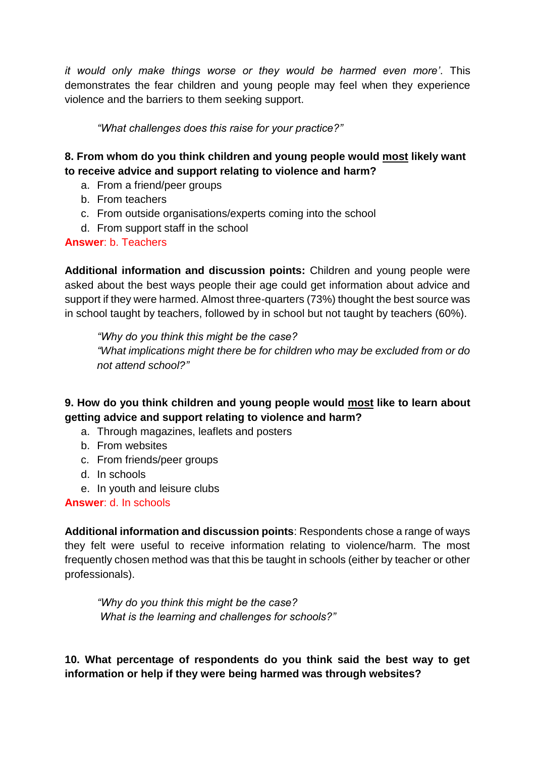*it would only make things worse or they would be harmed even more'*. This demonstrates the fear children and young people may feel when they experience violence and the barriers to them seeking support.

> *"What challenges does this raise for your practice?"*

**8. From whom do you think children and young people would most likely want to receive advice and support relating to violence and harm?**

a. From a friend/peer groups
b. From teachers
c. From outside organisations/experts coming into the school
d. From support staff in the school

**Answer**: b. Teachers

**Additional information and discussion points:** Children and young people were asked about the best ways people their age could get information about advice and support if they were harmed. Almost three-quarters (73%) thought the best source was in school taught by teachers, followed by in school but not taught by teachers (60%).

> *"Why do you think this might be the case?*
> *"What implications might there be for children who may be excluded from or do not attend school?"*

**9. How do you think children and young people would most like to learn about getting advice and support relating to violence and harm?**

a. Through magazines, leaflets and posters
b. From websites
c. From friends/peer groups
d. In schools
e. In youth and leisure clubs

**Answer**: d. In schools

**Additional information and discussion points**: Respondents chose a range of ways they felt were useful to receive information relating to violence/harm. The most frequently chosen method was that this be taught in schools (either by teacher or other professionals).

> *"Why do you think this might be the case?*
> *What is the learning and challenges for schools?"*

**10. What percentage of respondents do you think said the best way to get information or help if they were being harmed was through websites?**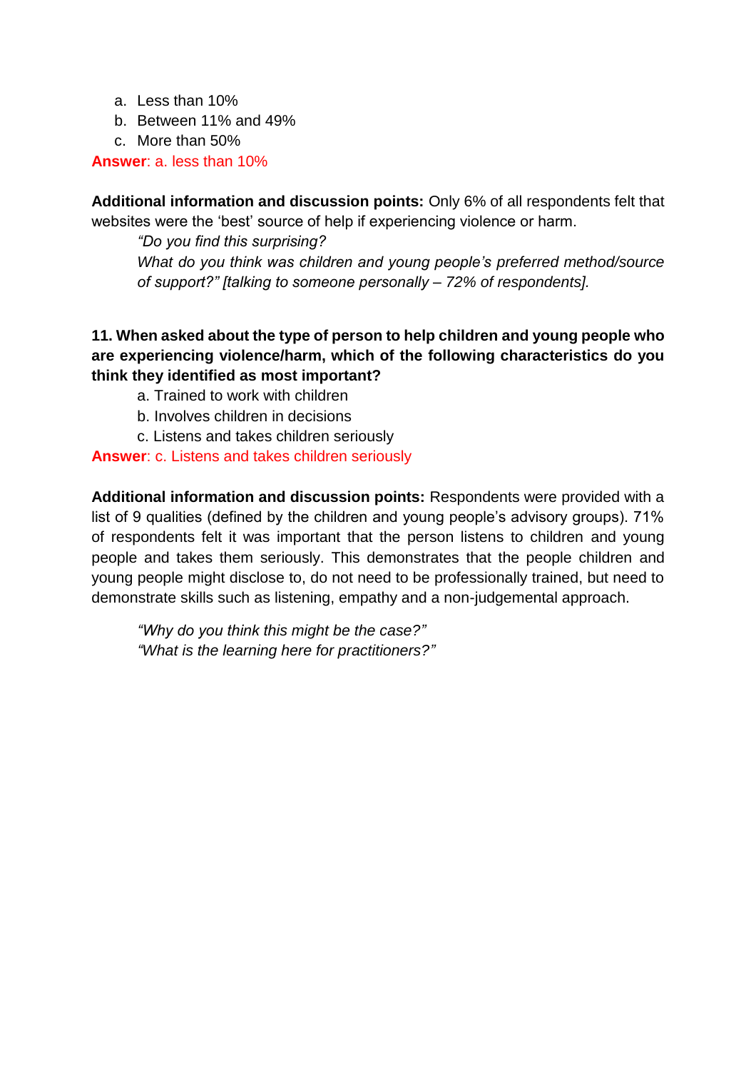a. Less than 10%
b. Between 11% and 49%
c. More than 50%

**Answer**: a. less than 10%

**Additional information and discussion points:** Only 6% of all respondents felt that websites were the 'best' source of help if experiencing violence or harm.

> *"Do you find this surprising?*
> *What do you think was children and young people's preferred method/source of support?" [talking to someone personally – 72% of respondents].*

**11. When asked about the type of person to help children and young people who are experiencing violence/harm, which of the following characteristics do you think they identified as most important?**

a. Trained to work with children
b. Involves children in decisions
c. Listens and takes children seriously

**Answer**: c. Listens and takes children seriously

**Additional information and discussion points:** Respondents were provided with a list of 9 qualities (defined by the children and young people's advisory groups). 71% of respondents felt it was important that the person listens to children and young people and takes them seriously. This demonstrates that the people children and young people might disclose to, do not need to be professionally trained, but need to demonstrate skills such as listening, empathy and a non-judgemental approach.

> *"Why do you think this might be the case?"*
> *"What is the learning here for practitioners?"*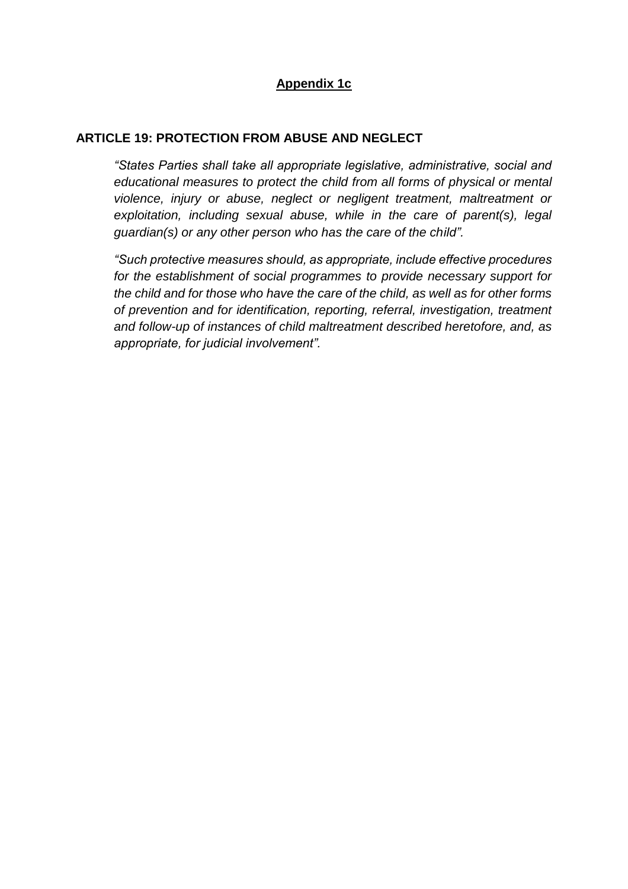**<u>Appendix 1c</u>**

## ARTICLE 19: PROTECTION FROM ABUSE AND NEGLECT

*“States Parties shall take all appropriate legislative, administrative, social and educational measures to protect the child from all forms of physical or mental violence, injury or abuse, neglect or negligent treatment, maltreatment or exploitation, including sexual abuse, while in the care of parent(s), legal guardian(s) or any other person who has the care of the child”.*

*“Such protective measures should, as appropriate, include effective procedures for the establishment of social programmes to provide necessary support for the child and for those who have the care of the child, as well as for other forms of prevention and for identification, reporting, referral, investigation, treatment and follow-up of instances of child maltreatment described heretofore, and, as appropriate, for judicial involvement”.*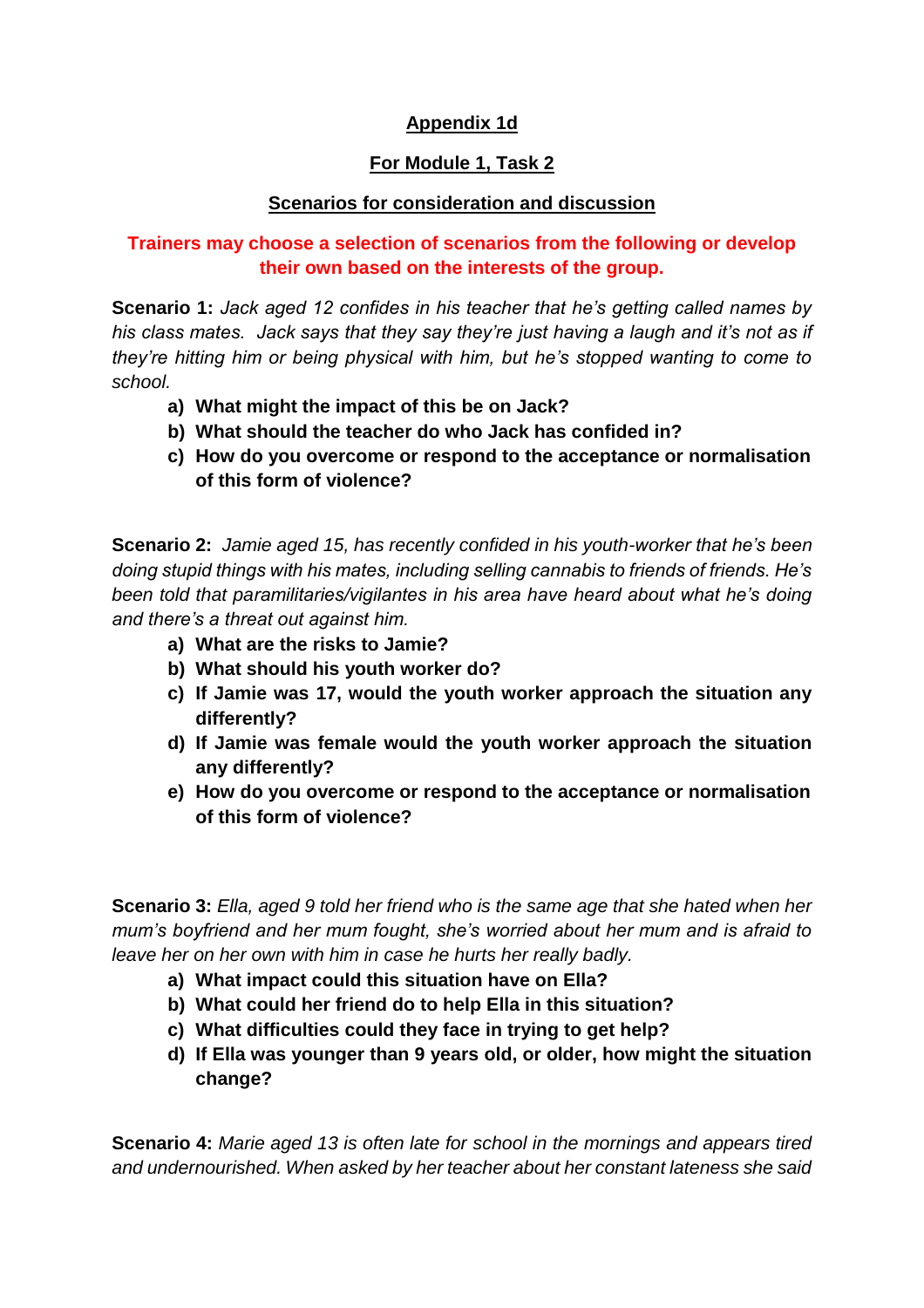**Appendix 1d**

**For Module 1, Task 2**

**Scenarios for consideration and discussion**

**Trainers may choose a selection of scenarios from the following or develop their own based on the interests of the group.**

**Scenario 1:** *Jack aged 12 confides in his teacher that he's getting called names by his class mates. Jack says that they say they're just having a laugh and it's not as if they're hitting him or being physical with him, but he's stopped wanting to come to school.*

a) **What might the impact of this be on Jack?**
b) **What should the teacher do who Jack has confided in?**
c) **How do you overcome or respond to the acceptance or normalisation of this form of violence?**

**Scenario 2:** *Jamie aged 15, has recently confided in his youth-worker that he's been doing stupid things with his mates, including selling cannabis to friends of friends. He's been told that paramilitaries/vigilantes in his area have heard about what he's doing and there's a threat out against him.*

a) **What are the risks to Jamie?**
b) **What should his youth worker do?**
c) **If Jamie was 17, would the youth worker approach the situation any differently?**
d) **If Jamie was female would the youth worker approach the situation any differently?**
e) **How do you overcome or respond to the acceptance or normalisation of this form of violence?**

**Scenario 3:** *Ella, aged 9 told her friend who is the same age that she hated when her mum's boyfriend and her mum fought, she's worried about her mum and is afraid to leave her on her own with him in case he hurts her really badly.*

a) **What impact could this situation have on Ella?**
b) **What could her friend do to help Ella in this situation?**
c) **What difficulties could they face in trying to get help?**
d) **If Ella was younger than 9 years old, or older, how might the situation change?**

**Scenario 4:** *Marie aged 13 is often late for school in the mornings and appears tired and undernourished. When asked by her teacher about her constant lateness she said*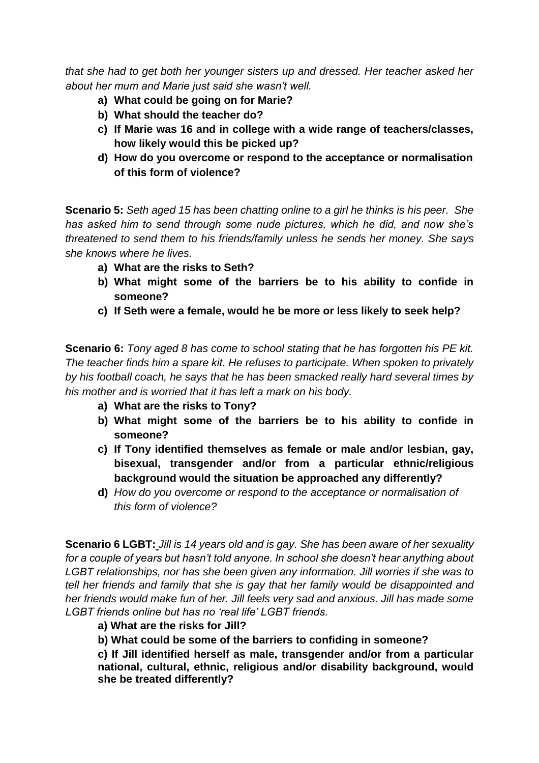*that she had to get both her younger sisters up and dressed. Her teacher asked her about her mum and Marie just said she wasn't well.*

- **a) What could be going on for Marie?**
- **b) What should the teacher do?**
- **c) If Marie was 16 and in college with a wide range of teachers/classes, how likely would this be picked up?**
- **d) How do you overcome or respond to the acceptance or normalisation of this form of violence?**

**Scenario 5:** *Seth aged 15 has been chatting online to a girl he thinks is his peer. She has asked him to send through some nude pictures, which he did, and now she's threatened to send them to his friends/family unless he sends her money. She says she knows where he lives.*

- **a) What are the risks to Seth?**
- **b) What might some of the barriers be to his ability to confide in someone?**
- **c) If Seth were a female, would he be more or less likely to seek help?**

**Scenario 6:** *Tony aged 8 has come to school stating that he has forgotten his PE kit. The teacher finds him a spare kit. He refuses to participate. When spoken to privately by his football coach, he says that he has been smacked really hard several times by his mother and is worried that it has left a mark on his body.*

- **a) What are the risks to Tony?**
- **b) What might some of the barriers be to his ability to confide in someone?**
- **c) If Tony identified themselves as female or male and/or lesbian, gay, bisexual, transgender and/or from a particular ethnic/religious background would the situation be approached any differently?**
- **d)** *How do you overcome or respond to the acceptance or normalisation of this form of violence?*

**Scenario 6 LGBT:** *Jill is 14 years old and is gay. She has been aware of her sexuality for a couple of years but hasn't told anyone. In school she doesn't hear anything about LGBT relationships, nor has she been given any information. Jill worries if she was to tell her friends and family that she is gay that her family would be disappointed and her friends would make fun of her. Jill feels very sad and anxious. Jill has made some LGBT friends online but has no 'real life' LGBT friends.*

**a) What are the risks for Jill?**

**b) What could be some of the barriers to confiding in someone?**

**c) If Jill identified herself as male, transgender and/or from a particular national, cultural, ethnic, religious and/or disability background, would she be treated differently?**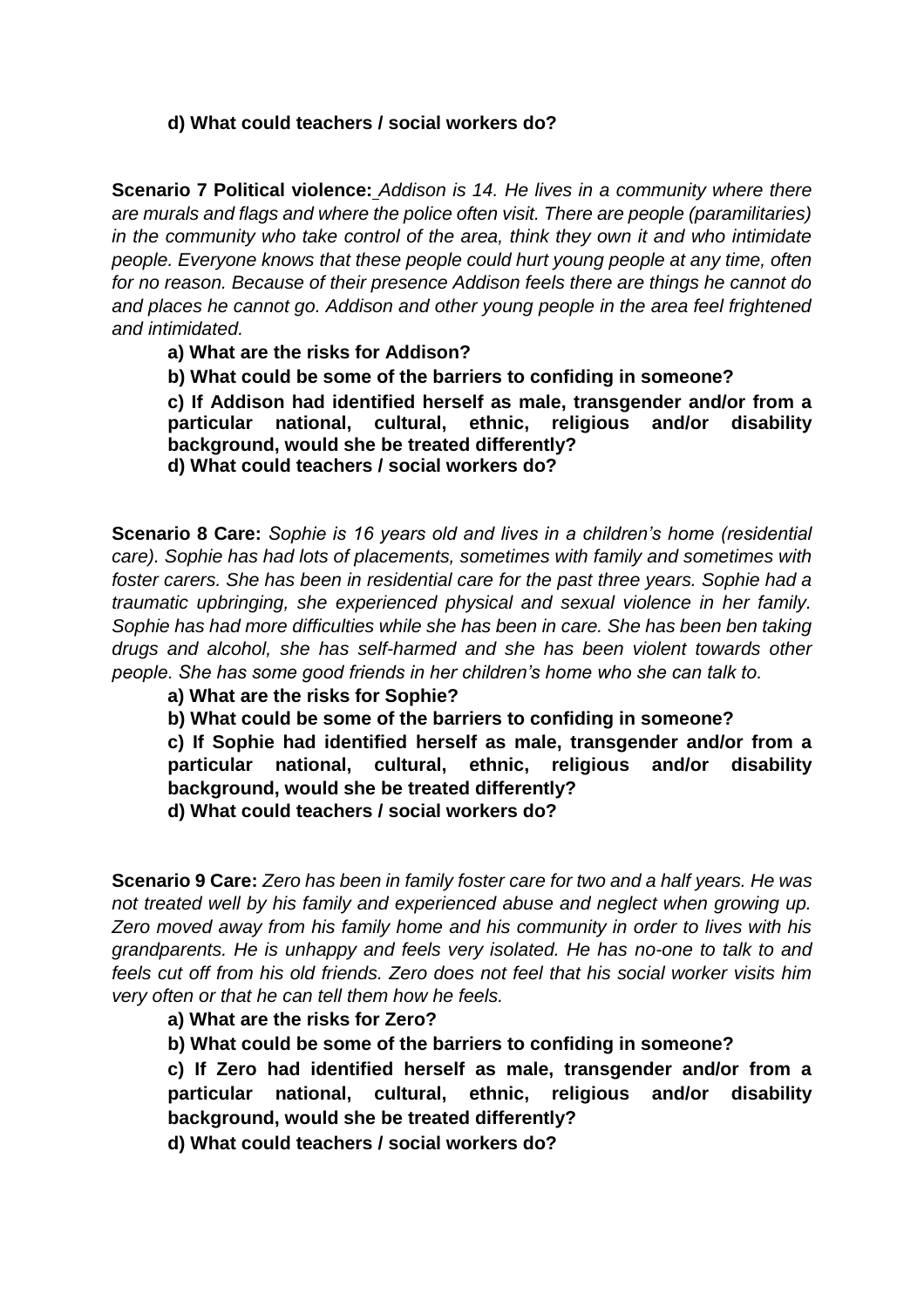**d) What could teachers / social workers do?**

**Scenario 7 Political violence:** *Addison is 14. He lives in a community where there are murals and flags and where the police often visit. There are people (paramilitaries) in the community who take control of the area, think they own it and who intimidate people. Everyone knows that these people could hurt young people at any time, often for no reason. Because of their presence Addison feels there are things he cannot do and places he cannot go. Addison and other young people in the area feel frightened and intimidated.*

**a) What are the risks for Addison?**

**b) What could be some of the barriers to confiding in someone?**

**c) If Addison had identified herself as male, transgender and/or from a particular national, cultural, ethnic, religious and/or disability background, would she be treated differently?**

**d) What could teachers / social workers do?**

**Scenario 8 Care:** *Sophie is 16 years old and lives in a children's home (residential care). Sophie has had lots of placements, sometimes with family and sometimes with foster carers. She has been in residential care for the past three years. Sophie had a traumatic upbringing, she experienced physical and sexual violence in her family. Sophie has had more difficulties while she has been in care. She has been ben taking drugs and alcohol, she has self-harmed and she has been violent towards other people. She has some good friends in her children's home who she can talk to.*

**a) What are the risks for Sophie?**

**b) What could be some of the barriers to confiding in someone?**

**c) If Sophie had identified herself as male, transgender and/or from a particular national, cultural, ethnic, religious and/or disability background, would she be treated differently?**

**d) What could teachers / social workers do?**

**Scenario 9 Care:** *Zero has been in family foster care for two and a half years. He was not treated well by his family and experienced abuse and neglect when growing up. Zero moved away from his family home and his community in order to lives with his grandparents. He is unhappy and feels very isolated. He has no-one to talk to and feels cut off from his old friends. Zero does not feel that his social worker visits him very often or that he can tell them how he feels.*

**a) What are the risks for Zero?**

**b) What could be some of the barriers to confiding in someone?**

**c) If Zero had identified herself as male, transgender and/or from a particular national, cultural, ethnic, religious and/or disability background, would she be treated differently?**

**d) What could teachers / social workers do?**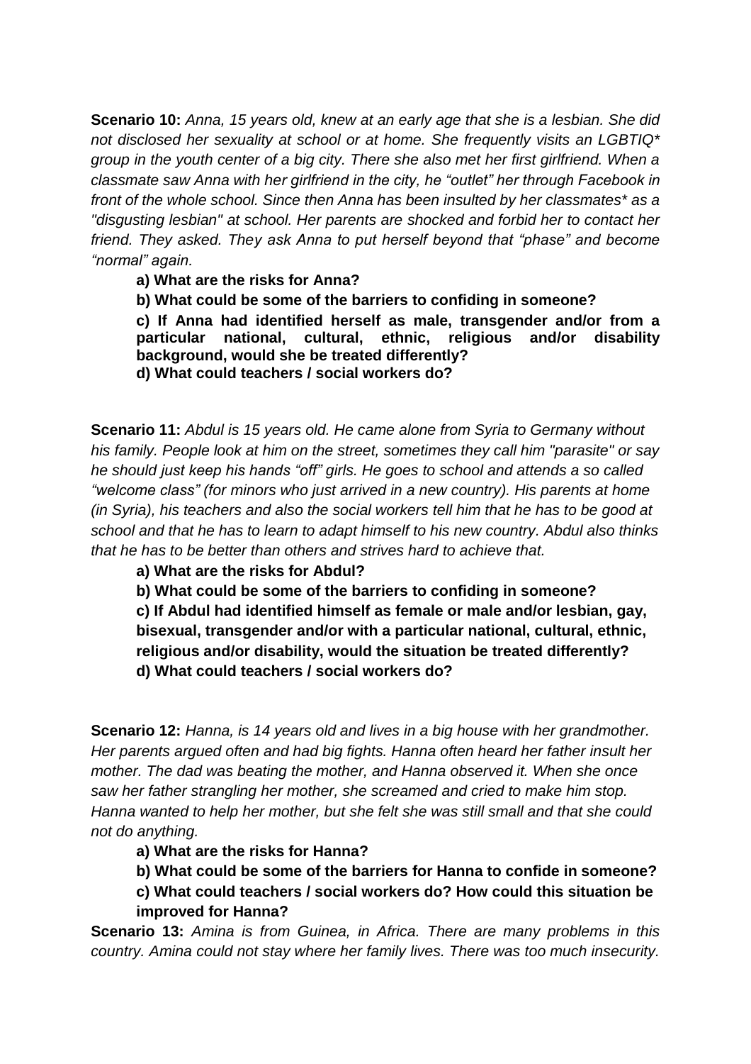**Scenario 10:** *Anna, 15 years old, knew at an early age that she is a lesbian. She did not disclosed her sexuality at school or at home. She frequently visits an LGBTIQ* group in the youth center of a big city. There she also met her first girlfriend. When a classmate saw Anna with her girlfriend in the city, he "outlet" her through Facebook in front of the whole school. Since then Anna has been insulted by her classmates* as a "disgusting lesbian" at school. Her parents are shocked and forbid her to contact her friend. They asked. They ask Anna to put herself beyond that "phase" and become "normal" again.*

**a) What are the risks for Anna?**

**b) What could be some of the barriers to confiding in someone?**

**c) If Anna had identified herself as male, transgender and/or from a particular national, cultural, ethnic, religious and/or disability background, would she be treated differently?**

**d) What could teachers / social workers do?**

**Scenario 11:** *Abdul is 15 years old. He came alone from Syria to Germany without his family. People look at him on the street, sometimes they call him "parasite" or say he should just keep his hands "off" girls. He goes to school and attends a so called "welcome class" (for minors who just arrived in a new country). His parents at home (in Syria), his teachers and also the social workers tell him that he has to be good at school and that he has to learn to adapt himself to his new country. Abdul also thinks that he has to be better than others and strives hard to achieve that.*

**a) What are the risks for Abdul?**

**b) What could be some of the barriers to confiding in someone?**

**c) If Abdul had identified himself as female or male and/or lesbian, gay, bisexual, transgender and/or with a particular national, cultural, ethnic, religious and/or disability, would the situation be treated differently?**

**d) What could teachers / social workers do?**

**Scenario 12:** *Hanna, is 14 years old and lives in a big house with her grandmother. Her parents argued often and had big fights. Hanna often heard her father insult her mother. The dad was beating the mother, and Hanna observed it. When she once saw her father strangling her mother, she screamed and cried to make him stop. Hanna wanted to help her mother, but she felt she was still small and that she could not do anything.*

**a) What are the risks for Hanna?**

**b) What could be some of the barriers for Hanna to confide in someone?**

**c) What could teachers / social workers do? How could this situation be improved for Hanna?**

**Scenario 13:** *Amina is from Guinea, in Africa. There are many problems in this country. Amina could not stay where her family lives. There was too much insecurity.*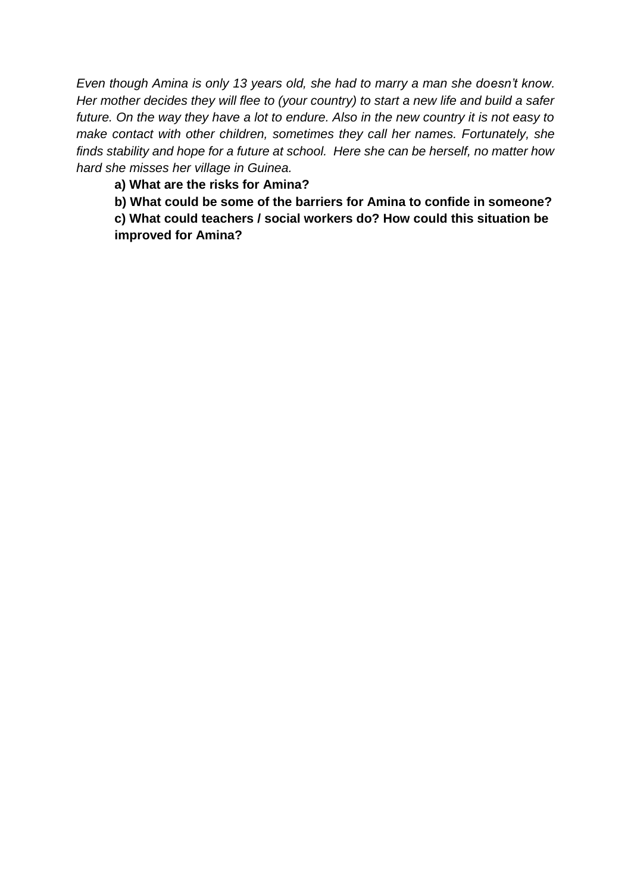*Even though Amina is only 13 years old, she had to marry a man she doesn't know. Her mother decides they will flee to (your country) to start a new life and build a safer future. On the way they have a lot to endure. Also in the new country it is not easy to make contact with other children, sometimes they call her names. Fortunately, she finds stability and hope for a future at school. Here she can be herself, no matter how hard she misses her village in Guinea.*

**a) What are the risks for Amina?**

**b) What could be some of the barriers for Amina to confide in someone?**

**c) What could teachers / social workers do? How could this situation be improved for Amina?**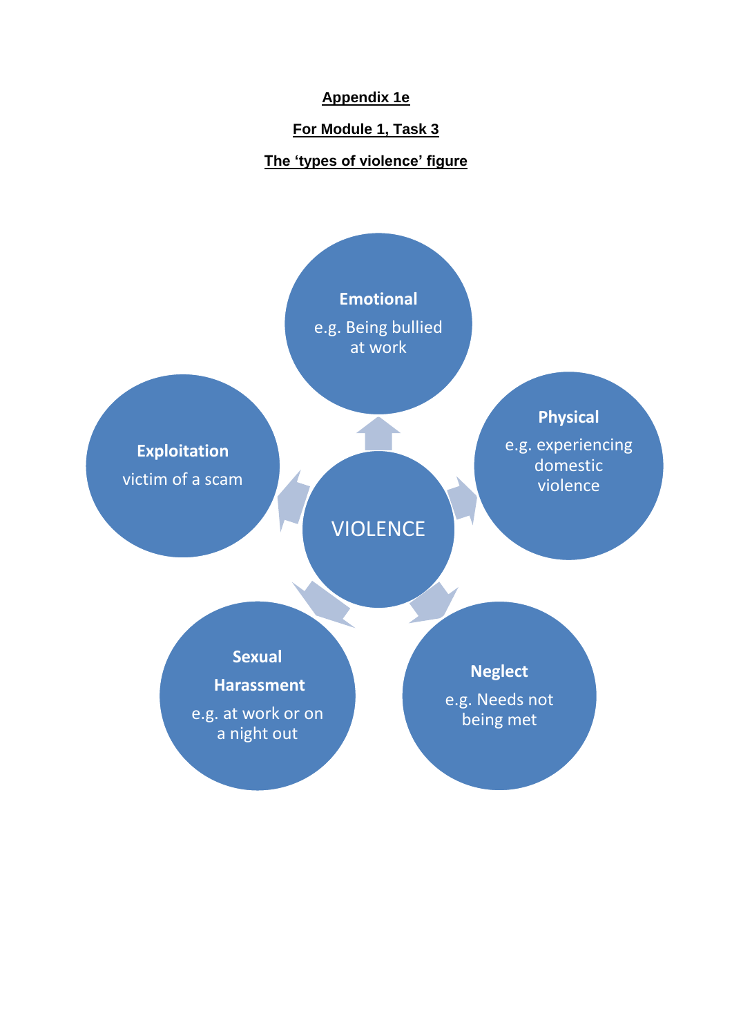**Appendix 1e**

**For Module 1, Task 3**

**The 'types of violence' figure**

VIOLENCE

**Emotional**
e.g. Being bullied at work

**Physical**
e.g. experiencing domestic violence

**Neglect**
e.g. Needs not being met

**Sexual Harassment**
e.g. at work or on a night out

**Exploitation**
victim of a scam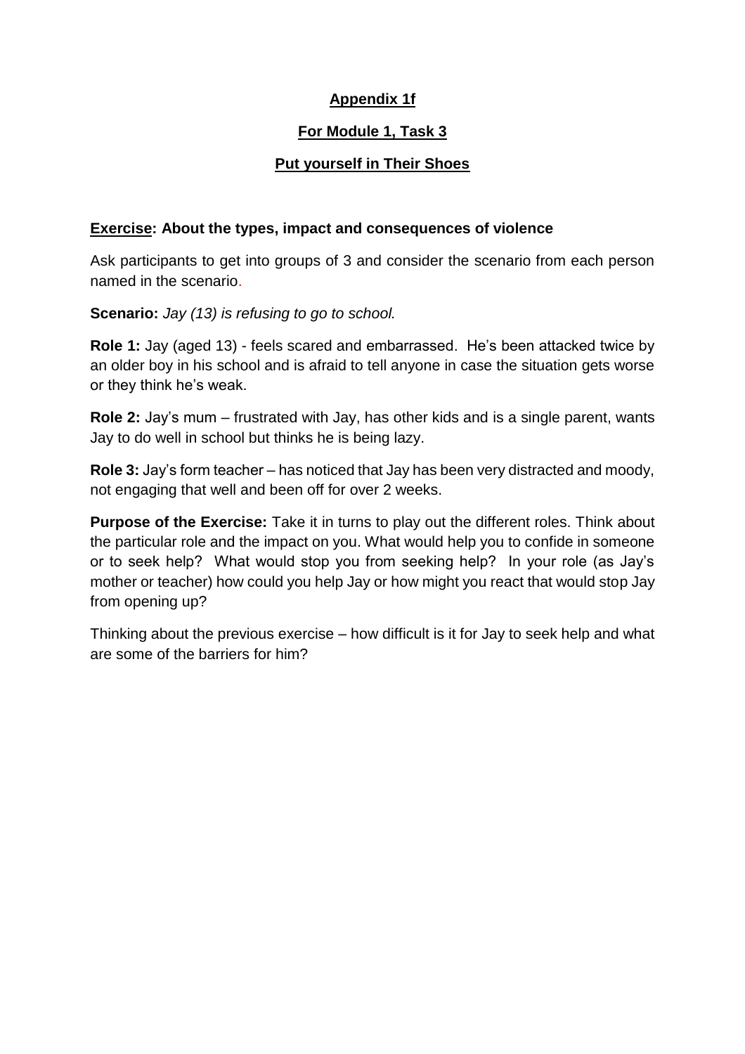## Appendix 1f

## For Module 1, Task 3

## Put yourself in Their Shoes

**Exercise: About the types, impact and consequences of violence**

Ask participants to get into groups of 3 and consider the scenario from each person named in the scenario.

**Scenario:** *Jay (13) is refusing to go to school.*

**Role 1:** Jay (aged 13) - feels scared and embarrassed. He's been attacked twice by an older boy in his school and is afraid to tell anyone in case the situation gets worse or they think he's weak.

**Role 2:** Jay's mum – frustrated with Jay, has other kids and is a single parent, wants Jay to do well in school but thinks he is being lazy.

**Role 3:** Jay's form teacher – has noticed that Jay has been very distracted and moody, not engaging that well and been off for over 2 weeks.

**Purpose of the Exercise:** Take it in turns to play out the different roles. Think about the particular role and the impact on you. What would help you to confide in someone or to seek help? What would stop you from seeking help? In your role (as Jay's mother or teacher) how could you help Jay or how might you react that would stop Jay from opening up?

Thinking about the previous exercise – how difficult is it for Jay to seek help and what are some of the barriers for him?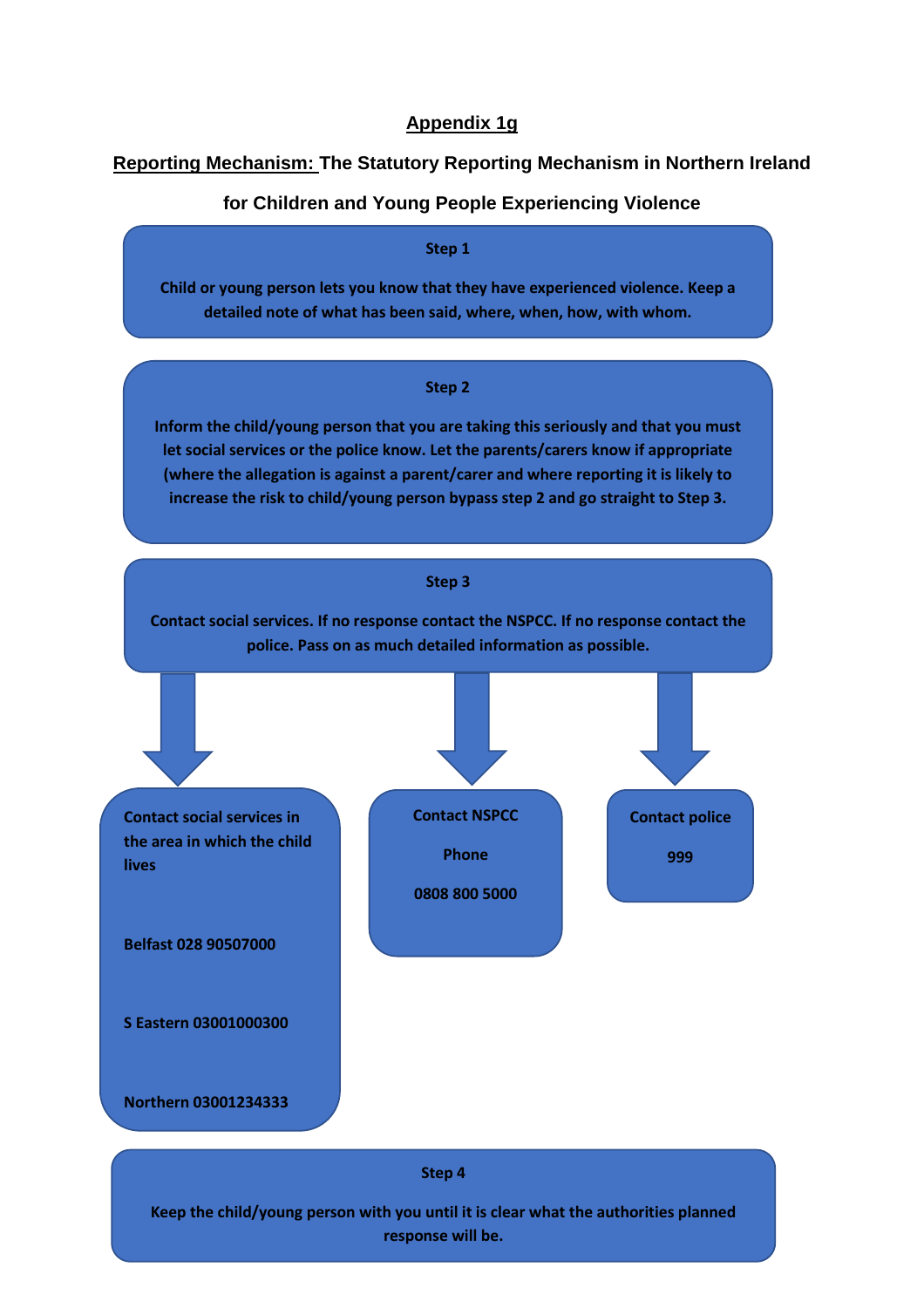## Appendix 1g

**Reporting Mechanism: The Statutory Reporting Mechanism in Northern Ireland for Children and Young People Experiencing Violence**

**Step 1**

**Child or young person lets you know that they have experienced violence. Keep a detailed note of what has been said, where, when, how, with whom.**

**Step 2**

**Inform the child/young person that you are taking this seriously and that you must let social services or the police know. Let the parents/carers know if appropriate (where the allegation is against a parent/carer and where reporting it is likely to increase the risk to child/young person bypass step 2 and go straight to Step 3.**

**Step 3**

**Contact social services. If no response contact the NSPCC. If no response contact the police. Pass on as much detailed information as possible.**

**Contact social services in the area in which the child lives**

**Belfast 028 90507000**

**S Eastern 03001000300**

**Northern 03001234333**

**Contact NSPCC**

**Phone**

**0808 800 5000**

**Contact police**

**999**

**Step 4**

**Keep the child/young person with you until it is clear what the authorities planned response will be.**